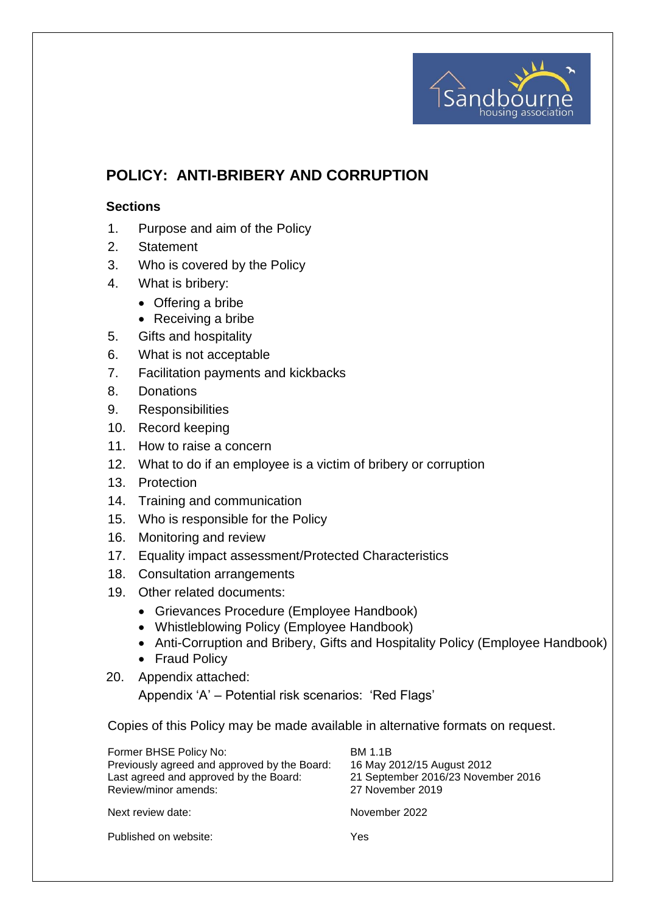# POLICY: ANTI-BRIBERY AND CORRUPTION

## Sections

1. Purpose and aim of the Policy
2. Statement
3. Who is covered by the Policy
4. What is bribery:
   - Offering a bribe
   - Receiving a bribe
5. Gifts and hospitality
6. What is not acceptable
7. Facilitation payments and kickbacks
8. Donations
9. Responsibilities
10. Record keeping
11. How to raise a concern
12. What to do if an employee is a victim of bribery or corruption
13. Protection
14. Training and communication
15. Who is responsible for the Policy
16. Monitoring and review
17. Equality impact assessment/Protected Characteristics
18. Consultation arrangements
19. Other related documents:
    - Grievances Procedure (Employee Handbook)
    - Whistleblowing Policy (Employee Handbook)
    - Anti-Corruption and Bribery, Gifts and Hospitality Policy (Employee Handbook)
    - Fraud Policy
20. Appendix attached:
    Appendix 'A' – Potential risk scenarios: 'Red Flags'

Copies of this Policy may be made available in alternative formats on request.

| | |
|---|---|
| Former BHSE Policy No: | BM 1.1B |
| Previously agreed and approved by the Board: | 16 May 2012/15 August 2012 |
| Last agreed and approved by the Board: | 21 September 2016/23 November 2016 |
| Review/minor amends: | 27 November 2019 |
| Next review date: | November 2022 |
| Published on website: | Yes |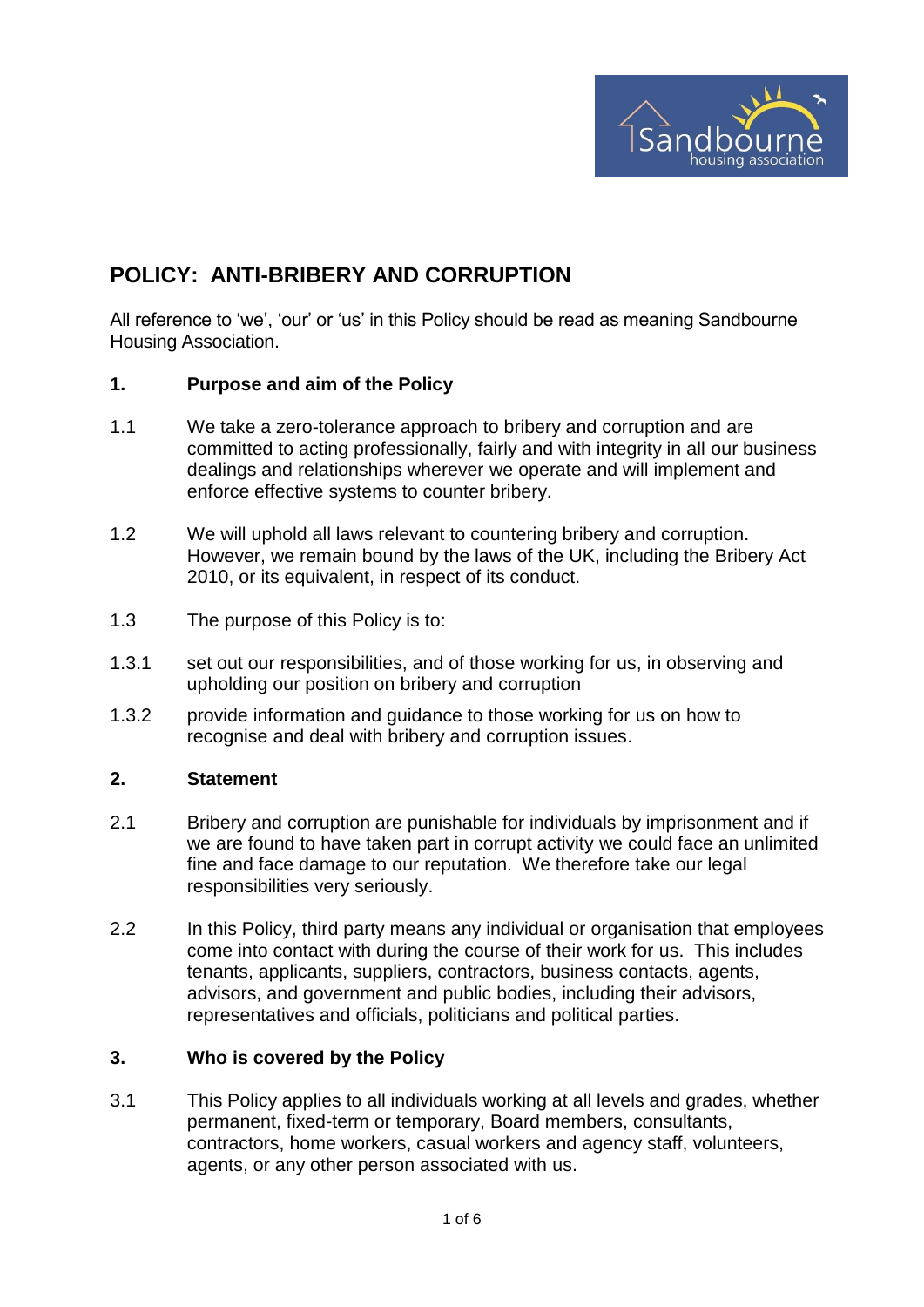# POLICY: ANTI-BRIBERY AND CORRUPTION

All reference to 'we', 'our' or 'us' in this Policy should be read as meaning Sandbourne Housing Association.

## 1. Purpose and aim of the Policy

1.1 We take a zero-tolerance approach to bribery and corruption and are committed to acting professionally, fairly and with integrity in all our business dealings and relationships wherever we operate and will implement and enforce effective systems to counter bribery.

1.2 We will uphold all laws relevant to countering bribery and corruption. However, we remain bound by the laws of the UK, including the Bribery Act 2010, or its equivalent, in respect of its conduct.

1.3 The purpose of this Policy is to:

1.3.1 set out our responsibilities, and of those working for us, in observing and upholding our position on bribery and corruption

1.3.2 provide information and guidance to those working for us on how to recognise and deal with bribery and corruption issues.

## 2. Statement

2.1 Bribery and corruption are punishable for individuals by imprisonment and if we are found to have taken part in corrupt activity we could face an unlimited fine and face damage to our reputation. We therefore take our legal responsibilities very seriously.

2.2 In this Policy, third party means any individual or organisation that employees come into contact with during the course of their work for us. This includes tenants, applicants, suppliers, contractors, business contacts, agents, advisors, and government and public bodies, including their advisors, representatives and officials, politicians and political parties.

## 3. Who is covered by the Policy

3.1 This Policy applies to all individuals working at all levels and grades, whether permanent, fixed-term or temporary, Board members, consultants, contractors, home workers, casual workers and agency staff, volunteers, agents, or any other person associated with us.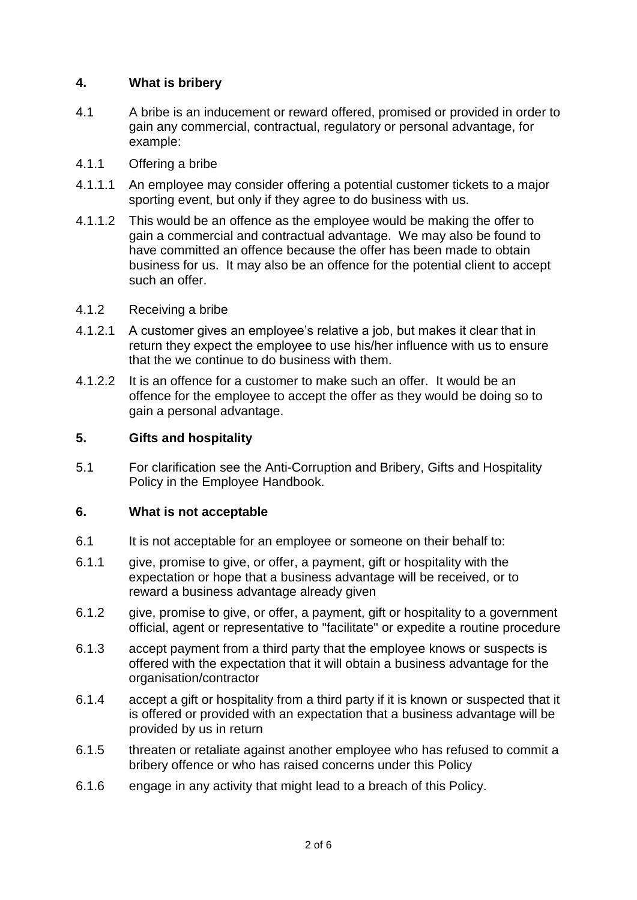## 4. What is bribery

4.1 A bribe is an inducement or reward offered, promised or provided in order to gain any commercial, contractual, regulatory or personal advantage, for example:

4.1.1 Offering a bribe

4.1.1.1 An employee may consider offering a potential customer tickets to a major sporting event, but only if they agree to do business with us.

4.1.1.2 This would be an offence as the employee would be making the offer to gain a commercial and contractual advantage. We may also be found to have committed an offence because the offer has been made to obtain business for us. It may also be an offence for the potential client to accept such an offer.

4.1.2 Receiving a bribe

4.1.2.1 A customer gives an employee's relative a job, but makes it clear that in return they expect the employee to use his/her influence with us to ensure that the we continue to do business with them.

4.1.2.2 It is an offence for a customer to make such an offer. It would be an offence for the employee to accept the offer as they would be doing so to gain a personal advantage.

## 5. Gifts and hospitality

5.1 For clarification see the Anti-Corruption and Bribery, Gifts and Hospitality Policy in the Employee Handbook.

## 6. What is not acceptable

6.1 It is not acceptable for an employee or someone on their behalf to:

6.1.1 give, promise to give, or offer, a payment, gift or hospitality with the expectation or hope that a business advantage will be received, or to reward a business advantage already given

6.1.2 give, promise to give, or offer, a payment, gift or hospitality to a government official, agent or representative to "facilitate" or expedite a routine procedure

6.1.3 accept payment from a third party that the employee knows or suspects is offered with the expectation that it will obtain a business advantage for the organisation/contractor

6.1.4 accept a gift or hospitality from a third party if it is known or suspected that it is offered or provided with an expectation that a business advantage will be provided by us in return

6.1.5 threaten or retaliate against another employee who has refused to commit a bribery offence or who has raised concerns under this Policy

6.1.6 engage in any activity that might lead to a breach of this Policy.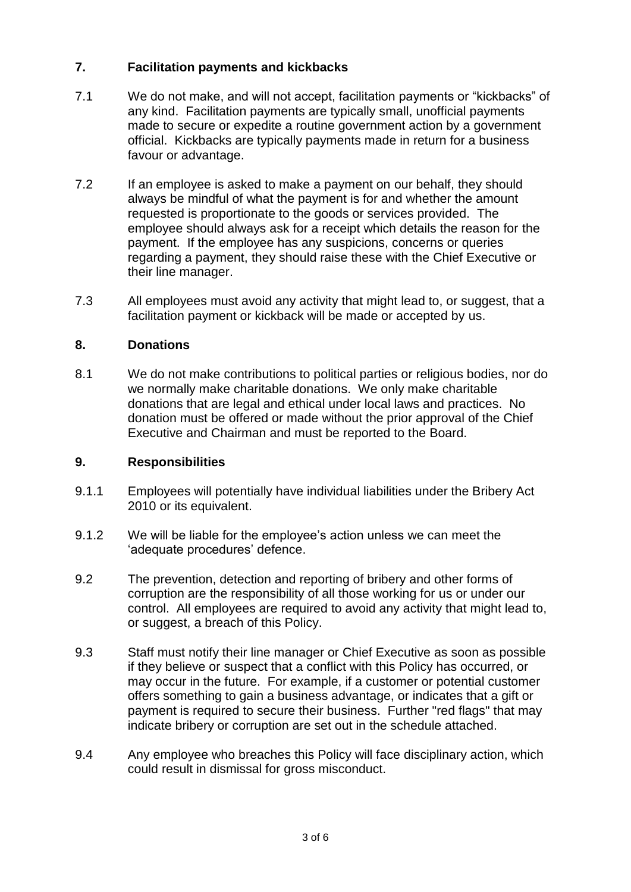## 7. Facilitation payments and kickbacks

7.1 We do not make, and will not accept, facilitation payments or "kickbacks" of any kind. Facilitation payments are typically small, unofficial payments made to secure or expedite a routine government action by a government official. Kickbacks are typically payments made in return for a business favour or advantage.

7.2 If an employee is asked to make a payment on our behalf, they should always be mindful of what the payment is for and whether the amount requested is proportionate to the goods or services provided. The employee should always ask for a receipt which details the reason for the payment. If the employee has any suspicions, concerns or queries regarding a payment, they should raise these with the Chief Executive or their line manager.

7.3 All employees must avoid any activity that might lead to, or suggest, that a facilitation payment or kickback will be made or accepted by us.

## 8. Donations

8.1 We do not make contributions to political parties or religious bodies, nor do we normally make charitable donations. We only make charitable donations that are legal and ethical under local laws and practices. No donation must be offered or made without the prior approval of the Chief Executive and Chairman and must be reported to the Board.

## 9. Responsibilities

9.1.1 Employees will potentially have individual liabilities under the Bribery Act 2010 or its equivalent.

9.1.2 We will be liable for the employee's action unless we can meet the 'adequate procedures' defence.

9.2 The prevention, detection and reporting of bribery and other forms of corruption are the responsibility of all those working for us or under our control. All employees are required to avoid any activity that might lead to, or suggest, a breach of this Policy.

9.3 Staff must notify their line manager or Chief Executive as soon as possible if they believe or suspect that a conflict with this Policy has occurred, or may occur in the future. For example, if a customer or potential customer offers something to gain a business advantage, or indicates that a gift or payment is required to secure their business. Further "red flags" that may indicate bribery or corruption are set out in the schedule attached.

9.4 Any employee who breaches this Policy will face disciplinary action, which could result in dismissal for gross misconduct.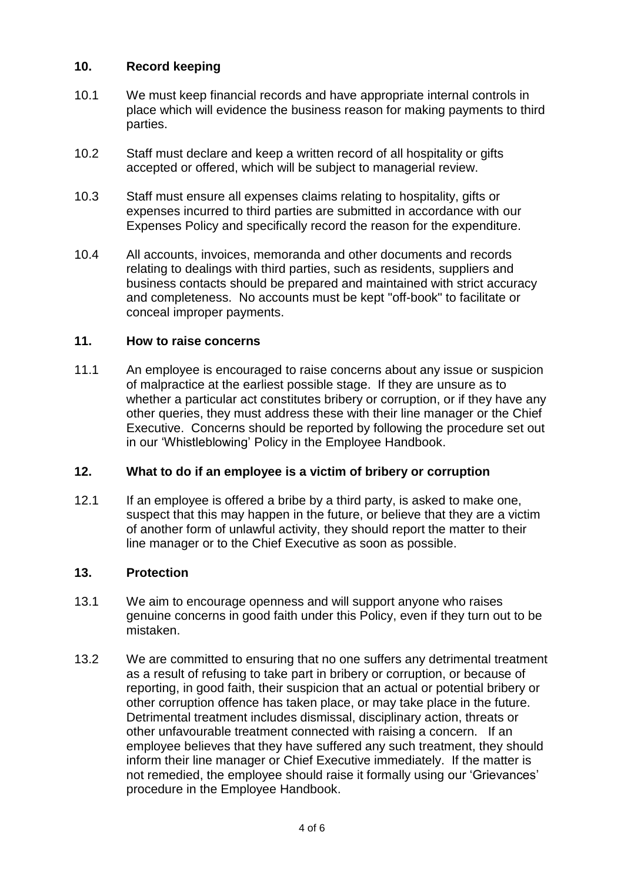## 10. Record keeping

10.1 We must keep financial records and have appropriate internal controls in place which will evidence the business reason for making payments to third parties.

10.2 Staff must declare and keep a written record of all hospitality or gifts accepted or offered, which will be subject to managerial review.

10.3 Staff must ensure all expenses claims relating to hospitality, gifts or expenses incurred to third parties are submitted in accordance with our Expenses Policy and specifically record the reason for the expenditure.

10.4 All accounts, invoices, memoranda and other documents and records relating to dealings with third parties, such as residents, suppliers and business contacts should be prepared and maintained with strict accuracy and completeness. No accounts must be kept "off-book" to facilitate or conceal improper payments.

## 11. How to raise concerns

11.1 An employee is encouraged to raise concerns about any issue or suspicion of malpractice at the earliest possible stage. If they are unsure as to whether a particular act constitutes bribery or corruption, or if they have any other queries, they must address these with their line manager or the Chief Executive. Concerns should be reported by following the procedure set out in our 'Whistleblowing' Policy in the Employee Handbook.

## 12. What to do if an employee is a victim of bribery or corruption

12.1 If an employee is offered a bribe by a third party, is asked to make one, suspect that this may happen in the future, or believe that they are a victim of another form of unlawful activity, they should report the matter to their line manager or to the Chief Executive as soon as possible.

## 13. Protection

13.1 We aim to encourage openness and will support anyone who raises genuine concerns in good faith under this Policy, even if they turn out to be mistaken.

13.2 We are committed to ensuring that no one suffers any detrimental treatment as a result of refusing to take part in bribery or corruption, or because of reporting, in good faith, their suspicion that an actual or potential bribery or other corruption offence has taken place, or may take place in the future. Detrimental treatment includes dismissal, disciplinary action, threats or other unfavourable treatment connected with raising a concern. If an employee believes that they have suffered any such treatment, they should inform their line manager or Chief Executive immediately. If the matter is not remedied, the employee should raise it formally using our 'Grievances' procedure in the Employee Handbook.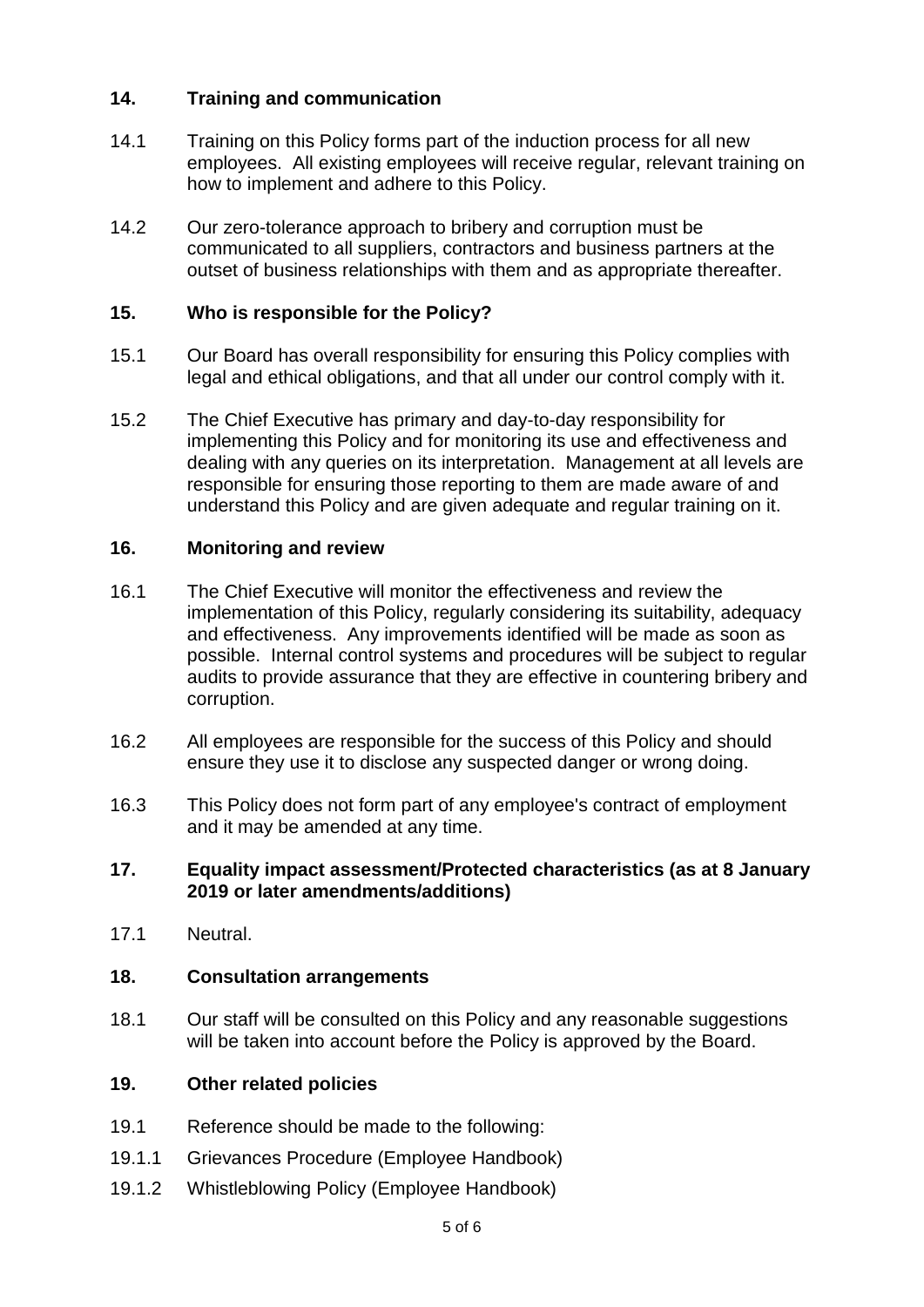## 14. Training and communication

14.1 Training on this Policy forms part of the induction process for all new employees. All existing employees will receive regular, relevant training on how to implement and adhere to this Policy.

14.2 Our zero-tolerance approach to bribery and corruption must be communicated to all suppliers, contractors and business partners at the outset of business relationships with them and as appropriate thereafter.

## 15. Who is responsible for the Policy?

15.1 Our Board has overall responsibility for ensuring this Policy complies with legal and ethical obligations, and that all under our control comply with it.

15.2 The Chief Executive has primary and day-to-day responsibility for implementing this Policy and for monitoring its use and effectiveness and dealing with any queries on its interpretation. Management at all levels are responsible for ensuring those reporting to them are made aware of and understand this Policy and are given adequate and regular training on it.

## 16. Monitoring and review

16.1 The Chief Executive will monitor the effectiveness and review the implementation of this Policy, regularly considering its suitability, adequacy and effectiveness. Any improvements identified will be made as soon as possible. Internal control systems and procedures will be subject to regular audits to provide assurance that they are effective in countering bribery and corruption.

16.2 All employees are responsible for the success of this Policy and should ensure they use it to disclose any suspected danger or wrong doing.

16.3 This Policy does not form part of any employee's contract of employment and it may be amended at any time.

## 17. Equality impact assessment/Protected characteristics (as at 8 January 2019 or later amendments/additions)

17.1 Neutral.

## 18. Consultation arrangements

18.1 Our staff will be consulted on this Policy and any reasonable suggestions will be taken into account before the Policy is approved by the Board.

## 19. Other related policies

19.1 Reference should be made to the following:

19.1.1 Grievances Procedure (Employee Handbook)

19.1.2 Whistleblowing Policy (Employee Handbook)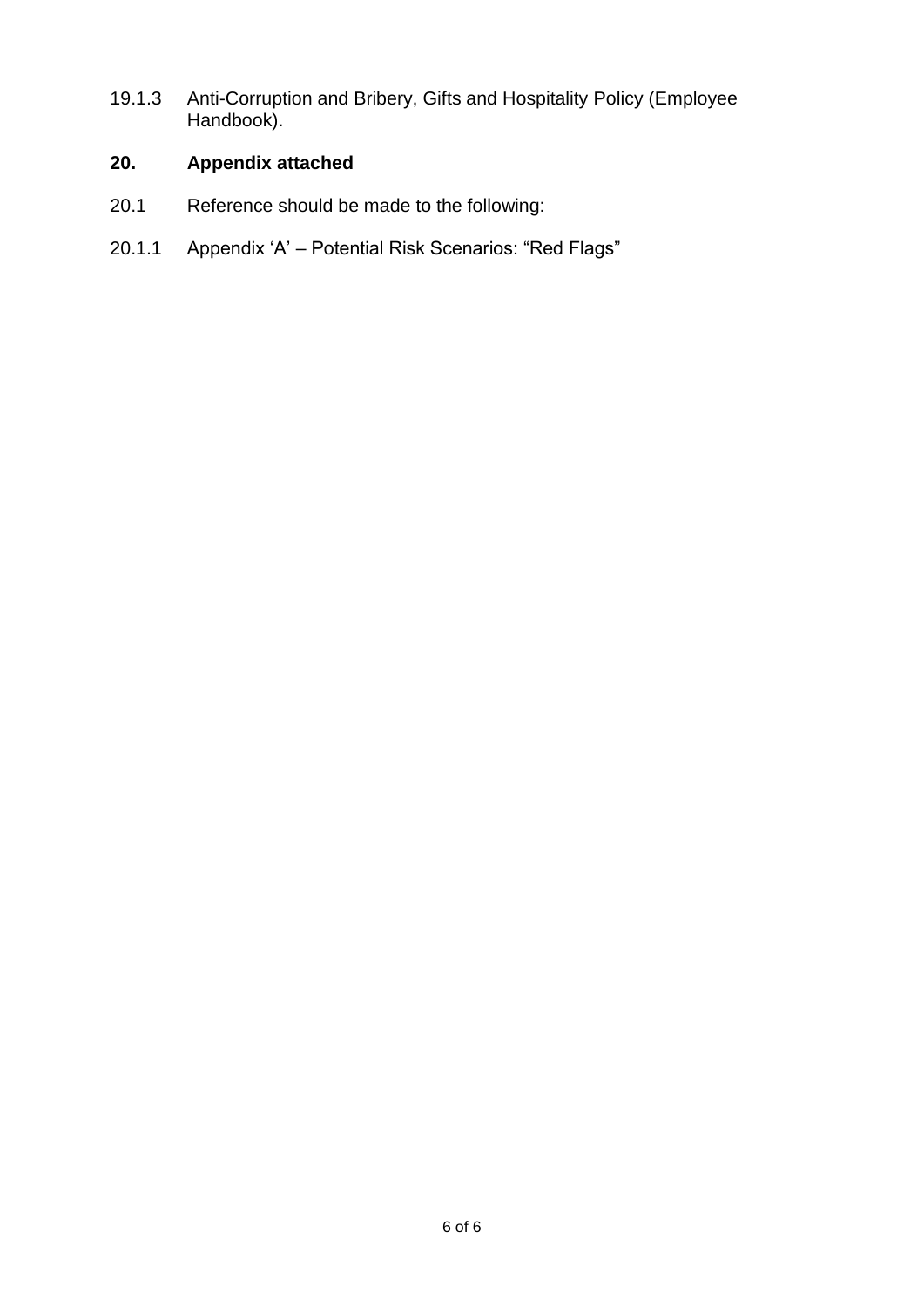19.1.3 Anti-Corruption and Bribery, Gifts and Hospitality Policy (Employee Handbook).

## 20. Appendix attached

20.1 Reference should be made to the following:

20.1.1 Appendix 'A' – Potential Risk Scenarios: "Red Flags"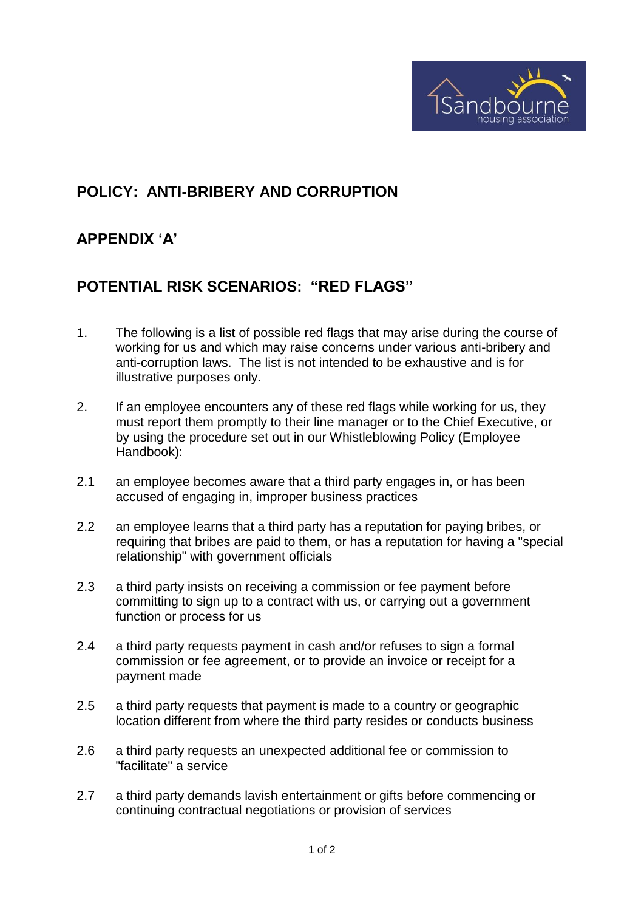## POLICY: ANTI-BRIBERY AND CORRUPTION

## APPENDIX 'A'

## POTENTIAL RISK SCENARIOS: "RED FLAGS"

1. The following is a list of possible red flags that may arise during the course of working for us and which may raise concerns under various anti-bribery and anti-corruption laws. The list is not intended to be exhaustive and is for illustrative purposes only.

2. If an employee encounters any of these red flags while working for us, they must report them promptly to their line manager or to the Chief Executive, or by using the procedure set out in our Whistleblowing Policy (Employee Handbook):

2.1 an employee becomes aware that a third party engages in, or has been accused of engaging in, improper business practices

2.2 an employee learns that a third party has a reputation for paying bribes, or requiring that bribes are paid to them, or has a reputation for having a "special relationship" with government officials

2.3 a third party insists on receiving a commission or fee payment before committing to sign up to a contract with us, or carrying out a government function or process for us

2.4 a third party requests payment in cash and/or refuses to sign a formal commission or fee agreement, or to provide an invoice or receipt for a payment made

2.5 a third party requests that payment is made to a country or geographic location different from where the third party resides or conducts business

2.6 a third party requests an unexpected additional fee or commission to "facilitate" a service

2.7 a third party demands lavish entertainment or gifts before commencing or continuing contractual negotiations or provision of services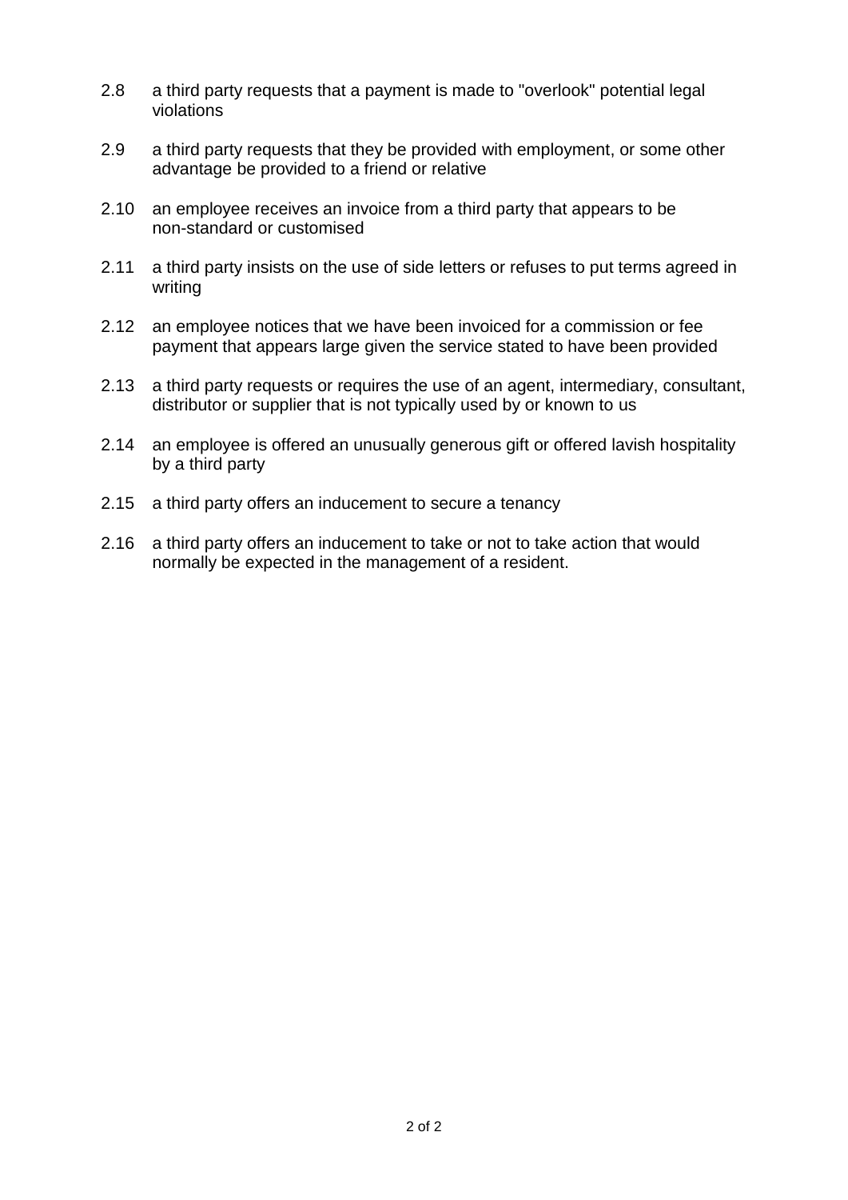2.8 a third party requests that a payment is made to "overlook" potential legal violations

2.9 a third party requests that they be provided with employment, or some other advantage be provided to a friend or relative

2.10 an employee receives an invoice from a third party that appears to be non-standard or customised

2.11 a third party insists on the use of side letters or refuses to put terms agreed in writing

2.12 an employee notices that we have been invoiced for a commission or fee payment that appears large given the service stated to have been provided

2.13 a third party requests or requires the use of an agent, intermediary, consultant, distributor or supplier that is not typically used by or known to us

2.14 an employee is offered an unusually generous gift or offered lavish hospitality by a third party

2.15 a third party offers an inducement to secure a tenancy

2.16 a third party offers an inducement to take or not to take action that would normally be expected in the management of a resident.